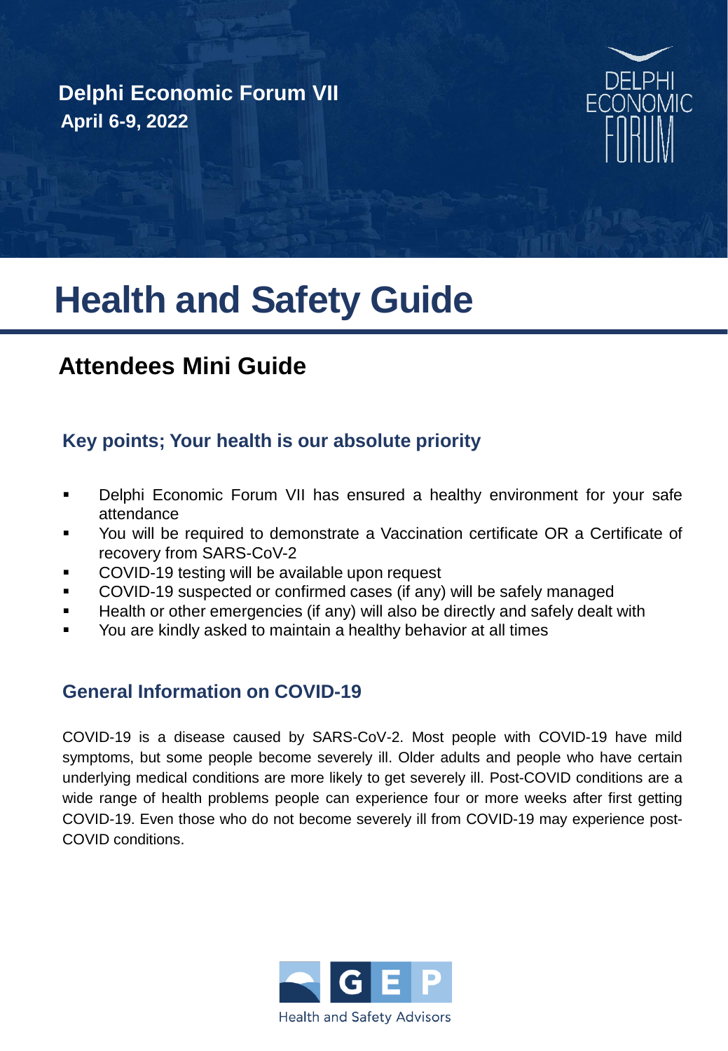**Delphi Economic Forum VII**
**April 6-9, 2022**

DELPHI ECONOMIC FORUM

# Health and Safety Guide

## Attendees Mini Guide

### Key points; Your health is our absolute priority

- Delphi Economic Forum VII has ensured a healthy environment for your safe attendance
- You will be required to demonstrate a Vaccination certificate OR a Certificate of recovery from SARS-CoV-2
- COVID-19 testing will be available upon request
- COVID-19 suspected or confirmed cases (if any) will be safely managed
- Health or other emergencies (if any) will also be directly and safely dealt with
- You are kindly asked to maintain a healthy behavior at all times

### General Information on COVID-19

COVID-19 is a disease caused by SARS-CoV-2. Most people with COVID-19 have mild symptoms, but some people become severely ill. Older adults and people who have certain underlying medical conditions are more likely to get severely ill. Post-COVID conditions are a wide range of health problems people can experience four or more weeks after first getting COVID-19. Even those who do not become severely ill from COVID-19 may experience post-COVID conditions.

GEP
Health and Safety Advisors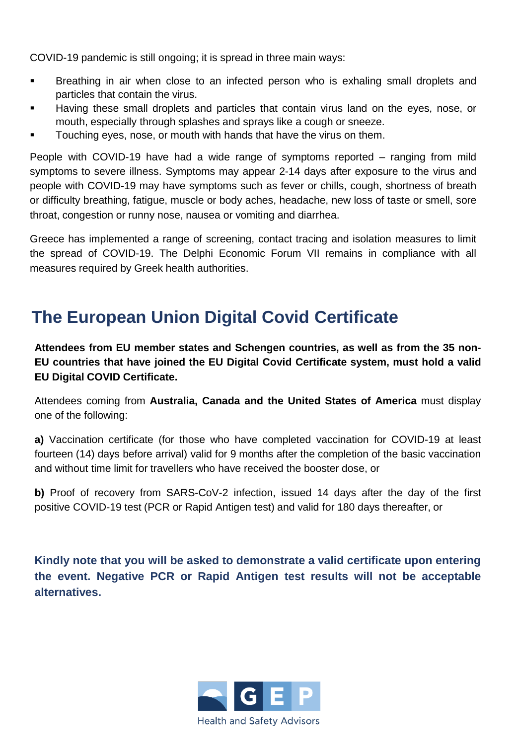COVID-19 pandemic is still ongoing; it is spread in three main ways:

- Breathing in air when close to an infected person who is exhaling small droplets and particles that contain the virus.
- Having these small droplets and particles that contain virus land on the eyes, nose, or mouth, especially through splashes and sprays like a cough or sneeze.
- Touching eyes, nose, or mouth with hands that have the virus on them.

People with COVID-19 have had a wide range of symptoms reported – ranging from mild symptoms to severe illness. Symptoms may appear 2-14 days after exposure to the virus and people with COVID-19 may have symptoms such as fever or chills, cough, shortness of breath or difficulty breathing, fatigue, muscle or body aches, headache, new loss of taste or smell, sore throat, congestion or runny nose, nausea or vomiting and diarrhea.

Greece has implemented a range of screening, contact tracing and isolation measures to limit the spread of COVID-19. The Delphi Economic Forum VII remains in compliance with all measures required by Greek health authorities.

## The European Union Digital Covid Certificate

**Attendees from EU member states and Schengen countries, as well as from the 35 non-EU countries that have joined the EU Digital Covid Certificate system, must hold a valid EU Digital COVID Certificate.**

Attendees coming from **Australia, Canada and the United States of America** must display one of the following:

**a)** Vaccination certificate (for those who have completed vaccination for COVID-19 at least fourteen (14) days before arrival) valid for 9 months after the completion of the basic vaccination and without time limit for travellers who have received the booster dose, or

**b)** Proof of recovery from SARS-CoV-2 infection, issued 14 days after the day of the first positive COVID-19 test (PCR or Rapid Antigen test) and valid for 180 days thereafter, or

**Kindly note that you will be asked to demonstrate a valid certificate upon entering the event. Negative PCR or Rapid Antigen test results will not be acceptable alternatives.**

GEP Health and Safety Advisors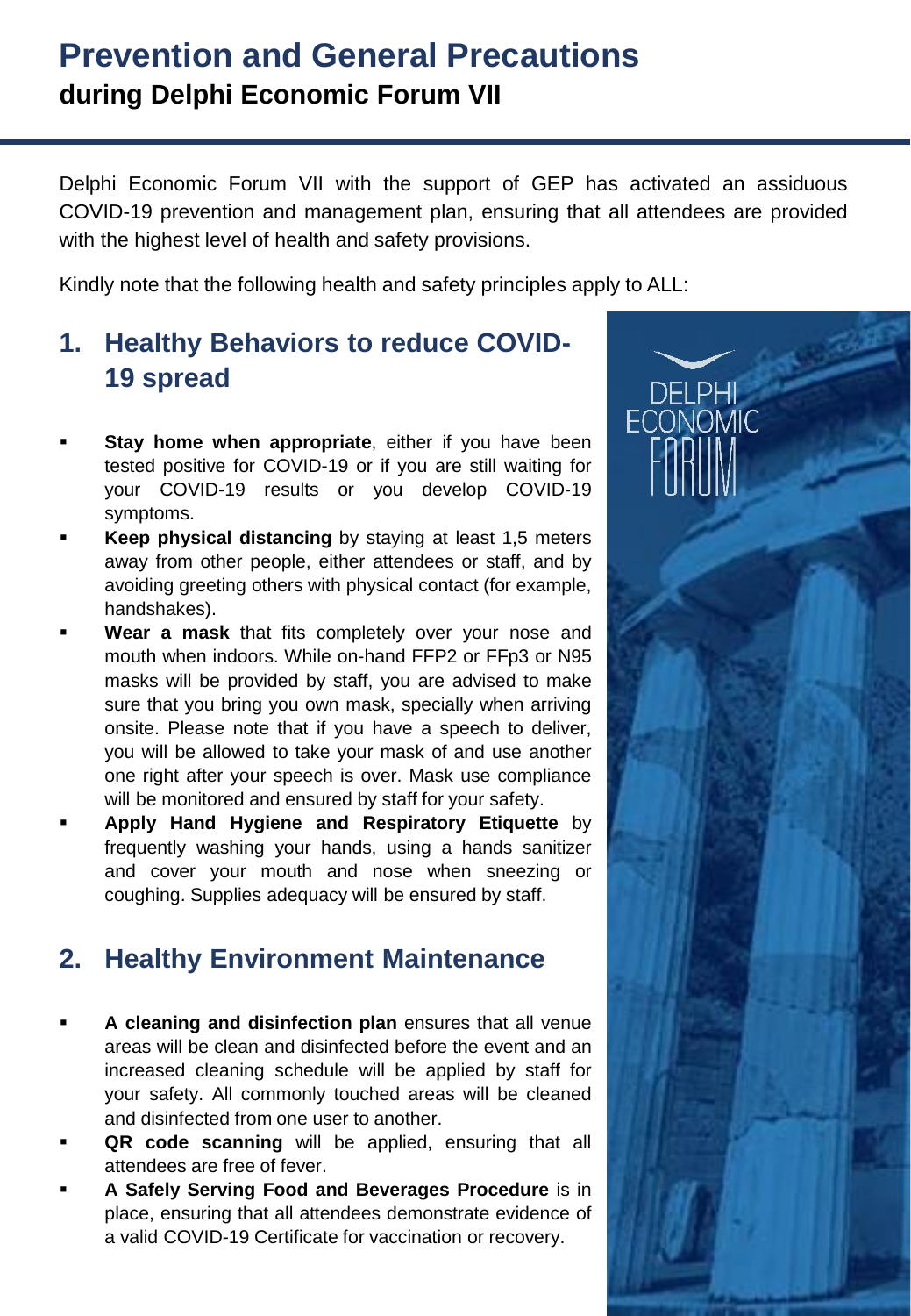# Prevention and General Precautions

## during Delphi Economic Forum VII

Delphi Economic Forum VII with the support of GEP has activated an assiduous COVID-19 prevention and management plan, ensuring that all attendees are provided with the highest level of health and safety provisions.

Kindly note that the following health and safety principles apply to ALL:

## 1. Healthy Behaviors to reduce COVID-19 spread

- **Stay home when appropriate**, either if you have been tested positive for COVID-19 or if you are still waiting for your COVID-19 results or you develop COVID-19 symptoms.
- **Keep physical distancing** by staying at least 1,5 meters away from other people, either attendees or staff, and by avoiding greeting others with physical contact (for example, handshakes).
- **Wear a mask** that fits completely over your nose and mouth when indoors. While on-hand FFP2 or FFp3 or N95 masks will be provided by staff, you are advised to make sure that you bring you own mask, specially when arriving onsite. Please note that if you have a speech to deliver, you will be allowed to take your mask of and use another one right after your speech is over. Mask use compliance will be monitored and ensured by staff for your safety.
- **Apply Hand Hygiene and Respiratory Etiquette** by frequently washing your hands, using a hands sanitizer and cover your mouth and nose when sneezing or coughing. Supplies adequacy will be ensured by staff.

## 2. Healthy Environment Maintenance

- **A cleaning and disinfection plan** ensures that all venue areas will be clean and disinfected before the event and an increased cleaning schedule will be applied by staff for your safety. All commonly touched areas will be cleaned and disinfected from one user to another.
- **QR code scanning** will be applied, ensuring that all attendees are free of fever.
- **A Safely Serving Food and Beverages Procedure** is in place, ensuring that all attendees demonstrate evidence of a valid COVID-19 Certificate for vaccination or recovery.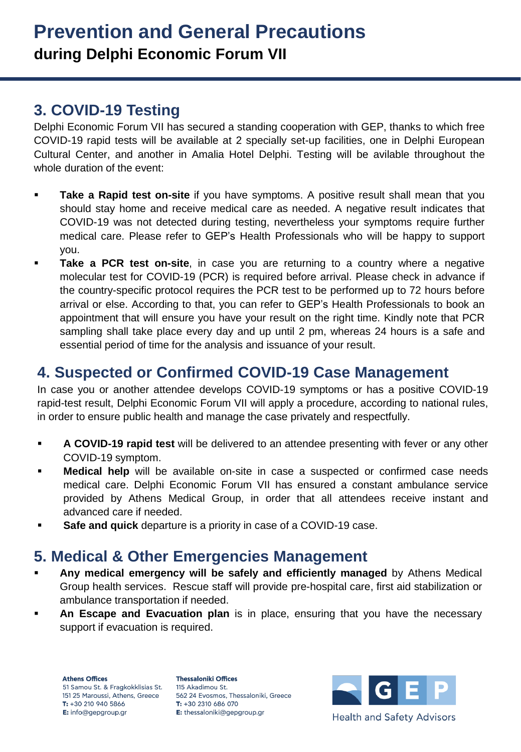# Prevention and General Precautions

## during Delphi Economic Forum VII

## 3. COVID-19 Testing

Delphi Economic Forum VII has secured a standing cooperation with GEP, thanks to which free COVID-19 rapid tests will be available at 2 specially set-up facilities, one in Delphi European Cultural Center, and another in Amalia Hotel Delphi. Testing will be avilable throughout the whole duration of the event:

- **Take a Rapid test on-site** if you have symptoms. A positive result shall mean that you should stay home and receive medical care as needed. A negative result indicates that COVID-19 was not detected during testing, nevertheless your symptoms require further medical care. Please refer to GEP's Health Professionals who will be happy to support you.
- **Take a PCR test on-site**, in case you are returning to a country where a negative molecular test for COVID-19 (PCR) is required before arrival. Please check in advance if the country-specific protocol requires the PCR test to be performed up to 72 hours before arrival or else. According to that, you can refer to GEP's Health Professionals to book an appointment that will ensure you have your result on the right time. Kindly note that PCR sampling shall take place every day and up until 2 pm, whereas 24 hours is a safe and essential period of time for the analysis and issuance of your result.

## 4. Suspected or Confirmed COVID-19 Case Management

In case you or another attendee develops COVID-19 symptoms or has a positive COVID-19 rapid-test result, Delphi Economic Forum VII will apply a procedure, according to national rules, in order to ensure public health and manage the case privately and respectfully.

- **A COVID-19 rapid test** will be delivered to an attendee presenting with fever or any other COVID-19 symptom.
- **Medical help** will be available on-site in case a suspected or confirmed case needs medical care. Delphi Economic Forum VII has ensured a constant ambulance service provided by Athens Medical Group, in order that all attendees receive instant and advanced care if needed.
- **Safe and quick** departure is a priority in case of a COVID-19 case.

## 5. Medical & Other Emergencies Management

- **Any medical emergency will be safely and efficiently managed** by Athens Medical Group health services. Rescue staff will provide pre-hospital care, first aid stabilization or ambulance transportation if needed.
- **An Escape and Evacuation plan** is in place, ensuring that you have the necessary support if evacuation is required.

**Athens Offices**
51 Samou St. & Fragkokklisias St.
151 25 Maroussi, Athens, Greece
**T:** +30 210 940 5866
**E:** info@gepgroup.gr

**Thessaloniki Offices**
115 Akadimou St.
562 24 Evosmos, Thessaloniki, Greece
**T:** +30 2310 686 070
**E:** thessaloniki@gepgroup.gr

GEP
Health and Safety Advisors